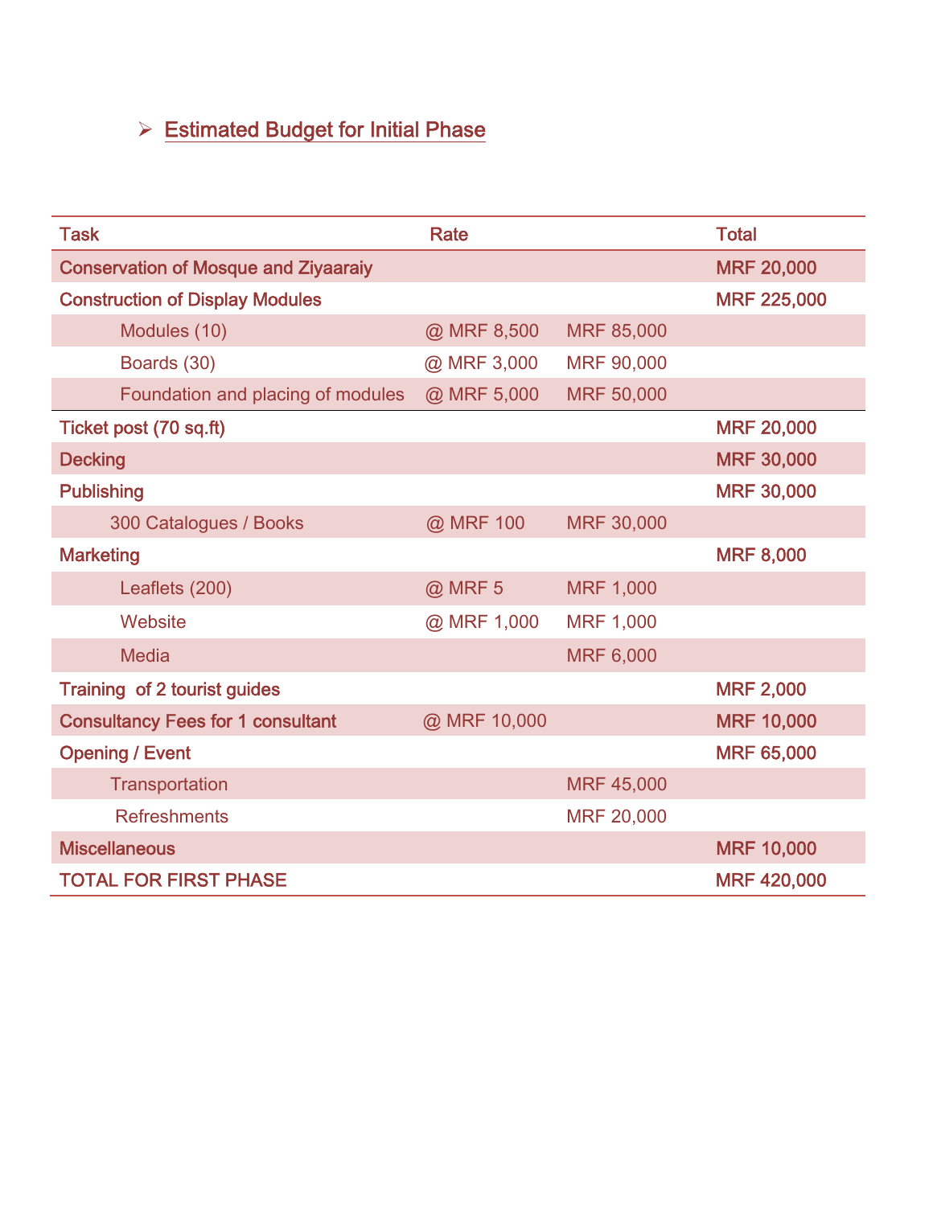## ➢ Estimated Budget for Initial Phase

| Task | Rate | | Total |
|---|---|---|---|
| Conservation of Mosque and Ziyaaraiy | | | MRF 20,000 |
| Construction of Display Modules | | | MRF 225,000 |
| Modules (10) | @ MRF 8,500 | MRF 85,000 | |
| Boards (30) | @ MRF 3,000 | MRF 90,000 | |
| Foundation and placing of modules | @ MRF 5,000 | MRF 50,000 | |
| Ticket post (70 sq.ft) | | | MRF 20,000 |
| Decking | | | MRF 30,000 |
| Publishing | | | MRF 30,000 |
| 300 Catalogues / Books | @ MRF 100 | MRF 30,000 | |
| Marketing | | | MRF 8,000 |
| Leaflets (200) | @ MRF 5 | MRF 1,000 | |
| Website | @ MRF 1,000 | MRF 1,000 | |
| Media | | MRF 6,000 | |
| Training of 2 tourist guides | | | MRF 2,000 |
| Consultancy Fees for 1 consultant | @ MRF 10,000 | | MRF 10,000 |
| Opening / Event | | | MRF 65,000 |
| Transportation | | MRF 45,000 | |
| Refreshments | | MRF 20,000 | |
| Miscellaneous | | | MRF 10,000 |
| TOTAL FOR FIRST PHASE | | | MRF 420,000 |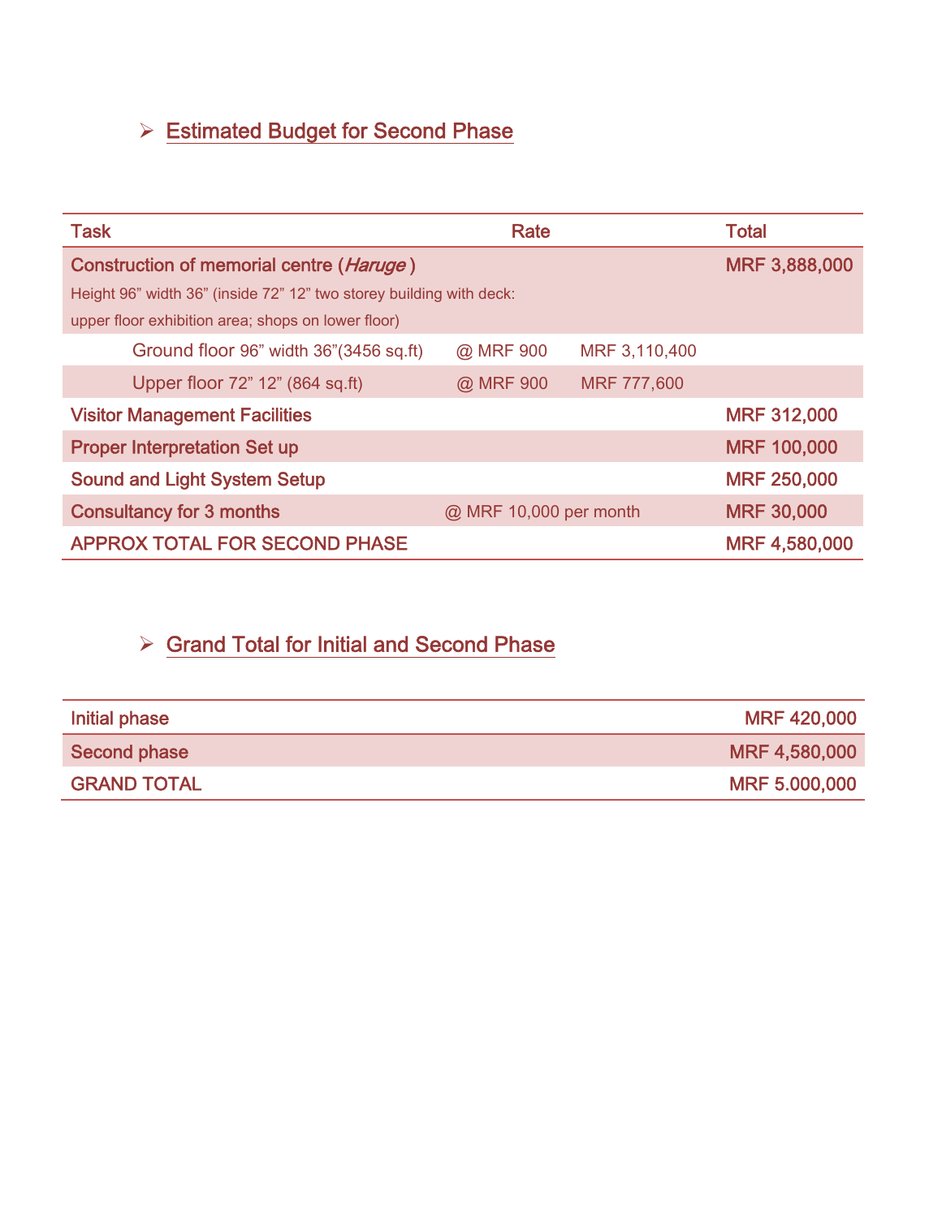- **Estimated Budget for Second Phase**

| Task | Rate | | Total |
|---|---|---|---|
| Construction of memorial centre (*Haruge* )<br>Height 96” width 36” (inside 72” 12” two storey building with deck:<br>upper floor exhibition area; shops on lower floor) | | | MRF 3,888,000 |
| Ground floor 96” width 36”(3456 sq.ft) | @ MRF 900 | MRF 3,110,400 | |
| Upper floor 72” 12” (864 sq.ft) | @ MRF 900 | MRF 777,600 | |
| Visitor Management Facilities | | | MRF 312,000 |
| Proper Interpretation Set up | | | MRF 100,000 |
| Sound and Light System Setup | | | MRF 250,000 |
| Consultancy for 3 months | @ MRF 10,000 per month | | MRF 30,000 |
| APPROX TOTAL FOR SECOND PHASE | | | MRF 4,580,000 |

- **Grand Total for Initial and Second Phase**

| | |
|---|---|
| Initial phase | MRF 420,000 |
| Second phase | MRF 4,580,000 |
| GRAND TOTAL | MRF 5.000,000 |